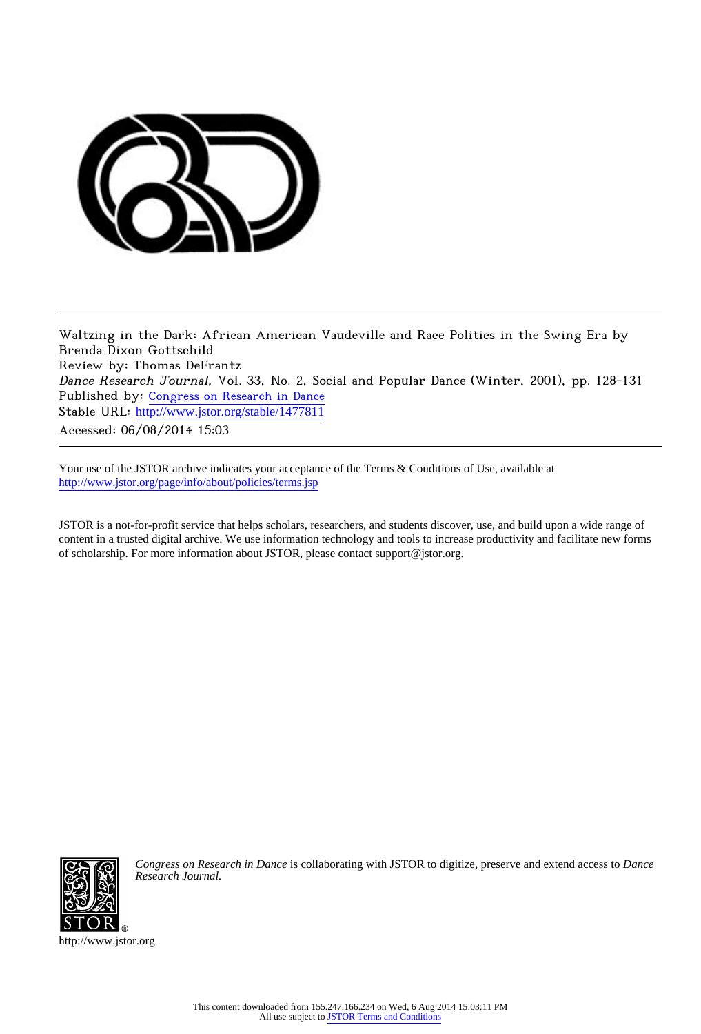Waltzing in the Dark: African American Vaudeville and Race Politics in the Swing Era by Brenda Dixon Gottschild

Review by: Thomas DeFrantz

*Dance Research Journal*, Vol. 33, No. 2, Social and Popular Dance (Winter, 2001), pp. 128-131

Published by: Congress on Research in Dance

Stable URL: http://www.jstor.org/stable/1477811

Accessed: 06/08/2014 15:03

---

Your use of the JSTOR archive indicates your acceptance of the Terms & Conditions of Use, available at http://www.jstor.org/page/info/about/policies/terms.jsp

JSTOR is a not-for-profit service that helps scholars, researchers, and students discover, use, and build upon a wide range of content in a trusted digital archive. We use information technology and tools to increase productivity and facilitate new forms of scholarship. For more information about JSTOR, please contact support@jstor.org.

*Congress on Research in Dance* is collaborating with JSTOR to digitize, preserve and extend access to *Dance Research Journal.*

http://www.jstor.org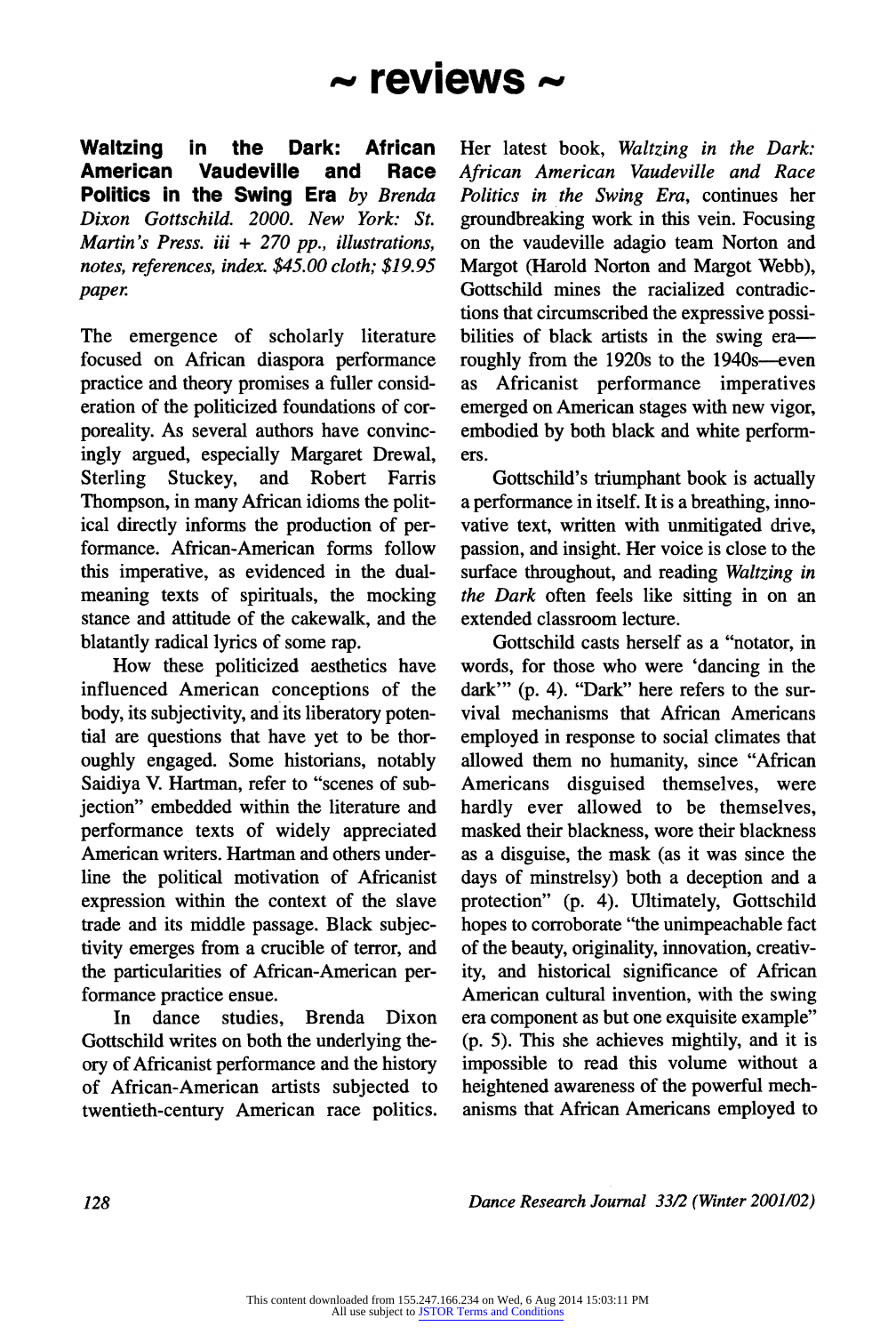# ~ reviews ~

**Waltzing in the Dark: African American Vaudeville and Race Politics in the Swing Era** *by Brenda Dixon Gottschild. 2000. New York: St. Martin's Press. iii + 270 pp., illustrations, notes, references, index. $45.00 cloth; $19.95 paper.*

The emergence of scholarly literature focused on African diaspora performance practice and theory promises a fuller consideration of the politicized foundations of corporeality. As several authors have convincingly argued, especially Margaret Drewal, Sterling Stuckey, and Robert Farris Thompson, in many African idioms the political directly informs the production of performance. African-American forms follow this imperative, as evidenced in the dual-meaning texts of spirituals, the mocking stance and attitude of the cakewalk, and the blatantly radical lyrics of some rap.

How these politicized aesthetics have influenced American conceptions of the body, its subjectivity, and its liberatory potential are questions that have yet to be thoroughly engaged. Some historians, notably Saidiya V. Hartman, refer to "scenes of subjection" embedded within the literature and performance texts of widely appreciated American writers. Hartman and others underline the political motivation of Africanist expression within the context of the slave trade and its middle passage. Black subjectivity emerges from a crucible of terror, and the particularities of African-American performance practice ensue.

In dance studies, Brenda Dixon Gottschild writes on both the underlying theory of Africanist performance and the history of African-American artists subjected to twentieth-century American race politics. Her latest book, *Waltzing in the Dark: African American Vaudeville and Race Politics in the Swing Era*, continues her groundbreaking work in this vein. Focusing on the vaudeville adagio team Norton and Margot (Harold Norton and Margot Webb), Gottschild mines the racialized contradictions that circumscribed the expressive possibilities of black artists in the swing era—roughly from the 1920s to the 1940s—even as Africanist performance imperatives emerged on American stages with new vigor, embodied by both black and white performers.

Gottschild's triumphant book is actually a performance in itself. It is a breathing, innovative text, written with unmitigated drive, passion, and insight. Her voice is close to the surface throughout, and reading *Waltzing in the Dark* often feels like sitting in on an extended classroom lecture.

Gottschild casts herself as a "notator, in words, for those who were 'dancing in the dark'" (p. 4). "Dark" here refers to the survival mechanisms that African Americans employed in response to social climates that allowed them no humanity, since "African Americans disguised themselves, were hardly ever allowed to be themselves, masked their blackness, wore their blackness as a disguise, the mask (as it was since the days of minstrelsy) both a deception and a protection" (p. 4). Ultimately, Gottschild hopes to corroborate "the unimpeachable fact of the beauty, originality, innovation, creativity, and historical significance of African American cultural invention, with the swing era component as but one exquisite example" (p. 5). This she achieves mightily, and it is impossible to read this volume without a heightened awareness of the powerful mechanisms that African Americans employed to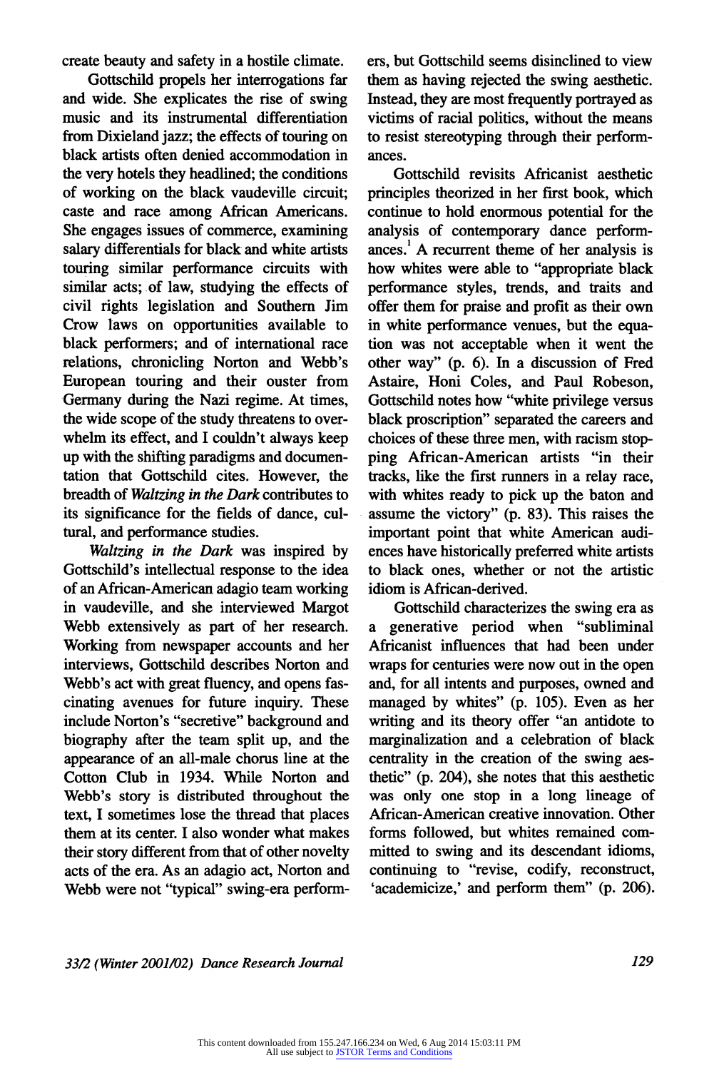create beauty and safety in a hostile climate.

Gottschild propels her interrogations far and wide. She explicates the rise of swing music and its instrumental differentiation from Dixieland jazz; the effects of touring on black artists often denied accommodation in the very hotels they headlined; the conditions of working on the black vaudeville circuit; caste and race among African Americans. She engages issues of commerce, examining salary differentials for black and white artists touring similar performance circuits with similar acts; of law, studying the effects of civil rights legislation and Southern Jim Crow laws on opportunities available to black performers; and of international race relations, chronicling Norton and Webb's European touring and their ouster from Germany during the Nazi regime. At times, the wide scope of the study threatens to overwhelm its effect, and I couldn't always keep up with the shifting paradigms and documentation that Gottschild cites. However, the breadth of *Waltzing in the Dark* contributes to its significance for the fields of dance, cultural, and performance studies.

*Waltzing in the Dark* was inspired by Gottschild's intellectual response to the idea of an African-American adagio team working in vaudeville, and she interviewed Margot Webb extensively as part of her research. Working from newspaper accounts and her interviews, Gottschild describes Norton and Webb's act with great fluency, and opens fascinating avenues for future inquiry. These include Norton's "secretive" background and biography after the team split up, and the appearance of an all-male chorus line at the Cotton Club in 1934. While Norton and Webb's story is distributed throughout the text, I sometimes lose the thread that places them at its center. I also wonder what makes their story different from that of other novelty acts of the era. As an adagio act, Norton and Webb were not "typical" swing-era performers, but Gottschild seems disinclined to view them as having rejected the swing aesthetic. Instead, they are most frequently portrayed as victims of racial politics, without the means to resist stereotyping through their performances.

Gottschild revisits Africanist aesthetic principles theorized in her first book, which continue to hold enormous potential for the analysis of contemporary dance performances.[1] A recurrent theme of her analysis is how whites were able to "appropriate black performance styles, trends, and traits and offer them for praise and profit as their own in white performance venues, but the equation was not acceptable when it went the other way" (p. 6). In a discussion of Fred Astaire, Honi Coles, and Paul Robeson, Gottschild notes how "white privilege versus black proscription" separated the careers and choices of these three men, with racism stopping African-American artists "in their tracks, like the first runners in a relay race, with whites ready to pick up the baton and assume the victory" (p. 83). This raises the important point that white American audiences have historically preferred white artists to black ones, whether or not the artistic idiom is African-derived.

Gottschild characterizes the swing era as a generative period when "subliminal Africanist influences that had been under wraps for centuries were now out in the open and, for all intents and purposes, owned and managed by whites" (p. 105). Even as her writing and its theory offer "an antidote to marginalization and a celebration of black centrality in the creation of the swing aesthetic" (p. 204), she notes that this aesthetic was only one stop in a long lineage of African-American creative innovation. Other forms followed, but whites remained committed to swing and its descendant idioms, continuing to "revise, codify, reconstruct, 'academicize,' and perform them" (p. 206).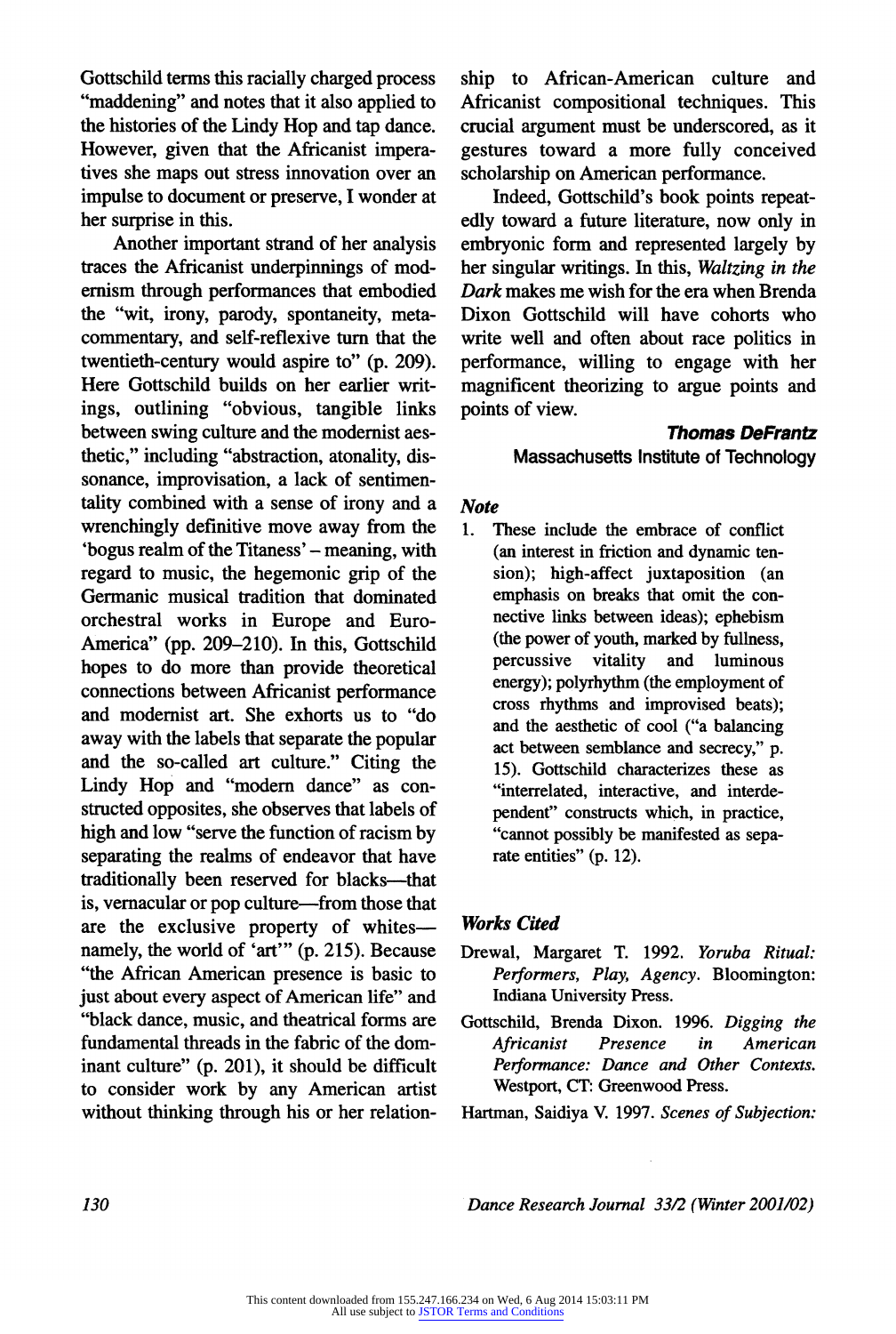Gottschild terms this racially charged process "maddening" and notes that it also applied to the histories of the Lindy Hop and tap dance. However, given that the Africanist imperatives she maps out stress innovation over an impulse to document or preserve, I wonder at her surprise in this.

Another important strand of her analysis traces the Africanist underpinnings of modernism through performances that embodied the "wit, irony, parody, spontaneity, metacommentary, and self-reflexive turn that the twentieth-century would aspire to" (p. 209). Here Gottschild builds on her earlier writings, outlining "obvious, tangible links between swing culture and the modernist aesthetic," including "abstraction, atonality, dissonance, improvisation, a lack of sentimentality combined with a sense of irony and a wrenchingly definitive move away from the 'bogus realm of the Titaness' – meaning, with regard to music, the hegemonic grip of the Germanic musical tradition that dominated orchestral works in Europe and Euro-America" (pp. 209–210). In this, Gottschild hopes to do more than provide theoretical connections between Africanist performance and modernist art. She exhorts us to "do away with the labels that separate the popular and the so-called art culture." Citing the Lindy Hop and "modern dance" as constructed opposites, she observes that labels of high and low "serve the function of racism by separating the realms of endeavor that have traditionally been reserved for blacks—that is, vernacular or pop culture—from those that are the exclusive property of whites—namely, the world of 'art'" (p. 215). Because "the African American presence is basic to just about every aspect of American life" and "black dance, music, and theatrical forms are fundamental threads in the fabric of the dominant culture" (p. 201), it should be difficult to consider work by any American artist without thinking through his or her relationship to African-American culture and Africanist compositional techniques. This crucial argument must be underscored, as it gestures toward a more fully conceived scholarship on American performance.

Indeed, Gottschild's book points repeatedly toward a future literature, now only in embryonic form and represented largely by her singular writings. In this, *Waltzing in the Dark* makes me wish for the era when Brenda Dixon Gottschild will have cohorts who write well and often about race politics in performance, willing to engage with her magnificent theorizing to argue points and points of view.

***Thomas DeFrantz***
Massachusetts Institute of Technology

### *Note*

1. These include the embrace of conflict (an interest in friction and dynamic tension); high-affect juxtaposition (an emphasis on breaks that omit the connective links between ideas); ephebism (the power of youth, marked by fullness, percussive vitality and luminous energy); polyrhythm (the employment of cross rhythms and improvised beats); and the aesthetic of cool ("a balancing act between semblance and secrecy," p. 15). Gottschild characterizes these as "interrelated, interactive, and interdependent" constructs which, in practice, "cannot possibly be manifested as separate entities" (p. 12).

### *Works Cited*

Drewal, Margaret T. 1992. *Yoruba Ritual: Performers, Play, Agency*. Bloomington: Indiana University Press.

Gottschild, Brenda Dixon. 1996. *Digging the Africanist Presence in American Performance: Dance and Other Contexts.* Westport, CT: Greenwood Press.

Hartman, Saidiya V. 1997. *Scenes of Subjection:*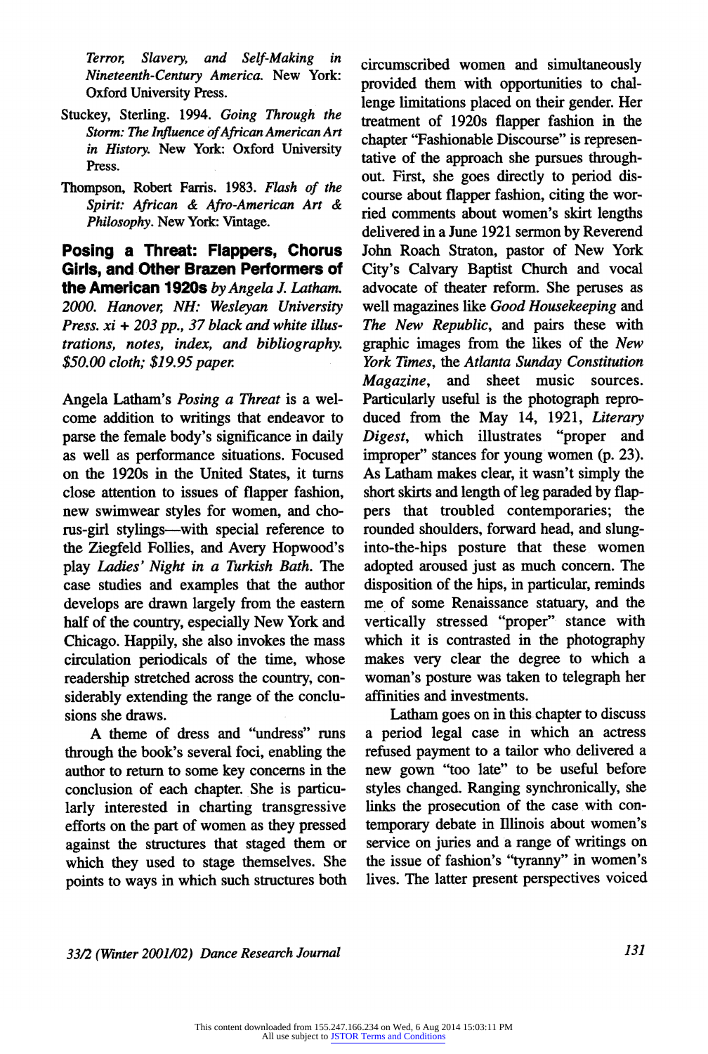*Terror, Slavery, and Self-Making in Nineteenth-Century America*. New York: Oxford University Press.

Stuckey, Sterling. 1994. *Going Through the Storm: The Influence of African American Art in History*. New York: Oxford University Press.

Thompson, Robert Farris. 1983. *Flash of the Spirit: African & Afro-American Art & Philosophy*. New York: Vintage.

**Posing a Threat: Flappers, Chorus Girls, and Other Brazen Performers of the American 1920s** *by Angela J. Latham. 2000. Hanover, NH: Wesleyan University Press. xi + 203 pp., 37 black and white illustrations, notes, index, and bibliography. $50.00 cloth; $19.95 paper.*

Angela Latham's *Posing a Threat* is a welcome addition to writings that endeavor to parse the female body's significance in daily as well as performance situations. Focused on the 1920s in the United States, it turns close attention to issues of flapper fashion, new swimwear styles for women, and chorus-girl stylings—with special reference to the Ziegfeld Follies, and Avery Hopwood's play *Ladies' Night in a Turkish Bath*. The case studies and examples that the author develops are drawn largely from the eastern half of the country, especially New York and Chicago. Happily, she also invokes the mass circulation periodicals of the time, whose readership stretched across the country, considerably extending the range of the conclusions she draws.

A theme of dress and "undress" runs through the book's several foci, enabling the author to return to some key concerns in the conclusion of each chapter. She is particularly interested in charting transgressive efforts on the part of women as they pressed against the structures that staged them or which they used to stage themselves. She points to ways in which such structures both circumscribed women and simultaneously provided them with opportunities to challenge limitations placed on their gender. Her treatment of 1920s flapper fashion in the chapter "Fashionable Discourse" is representative of the approach she pursues throughout. First, she goes directly to period discourse about flapper fashion, citing the worried comments about women's skirt lengths delivered in a June 1921 sermon by Reverend John Roach Straton, pastor of New York City's Calvary Baptist Church and vocal advocate of theater reform. She peruses as well magazines like *Good Housekeeping* and *The New Republic*, and pairs these with graphic images from the likes of the *New York Times*, the *Atlanta Sunday Constitution Magazine*, and sheet music sources. Particularly useful is the photograph reproduced from the May 14, 1921, *Literary Digest*, which illustrates "proper and improper" stances for young women (p. 23). As Latham makes clear, it wasn't simply the short skirts and length of leg paraded by flappers that troubled contemporaries; the rounded shoulders, forward head, and slung-into-the-hips posture that these women adopted aroused just as much concern. The disposition of the hips, in particular, reminds me of some Renaissance statuary, and the vertically stressed "proper" stance with which it is contrasted in the photography makes very clear the degree to which a woman's posture was taken to telegraph her affinities and investments.

Latham goes on in this chapter to discuss a period legal case in which an actress refused payment to a tailor who delivered a new gown "too late" to be useful before styles changed. Ranging synchronically, she links the prosecution of the case with contemporary debate in Illinois about women's service on juries and a range of writings on the issue of fashion's "tyranny" in women's lives. The latter present perspectives voiced